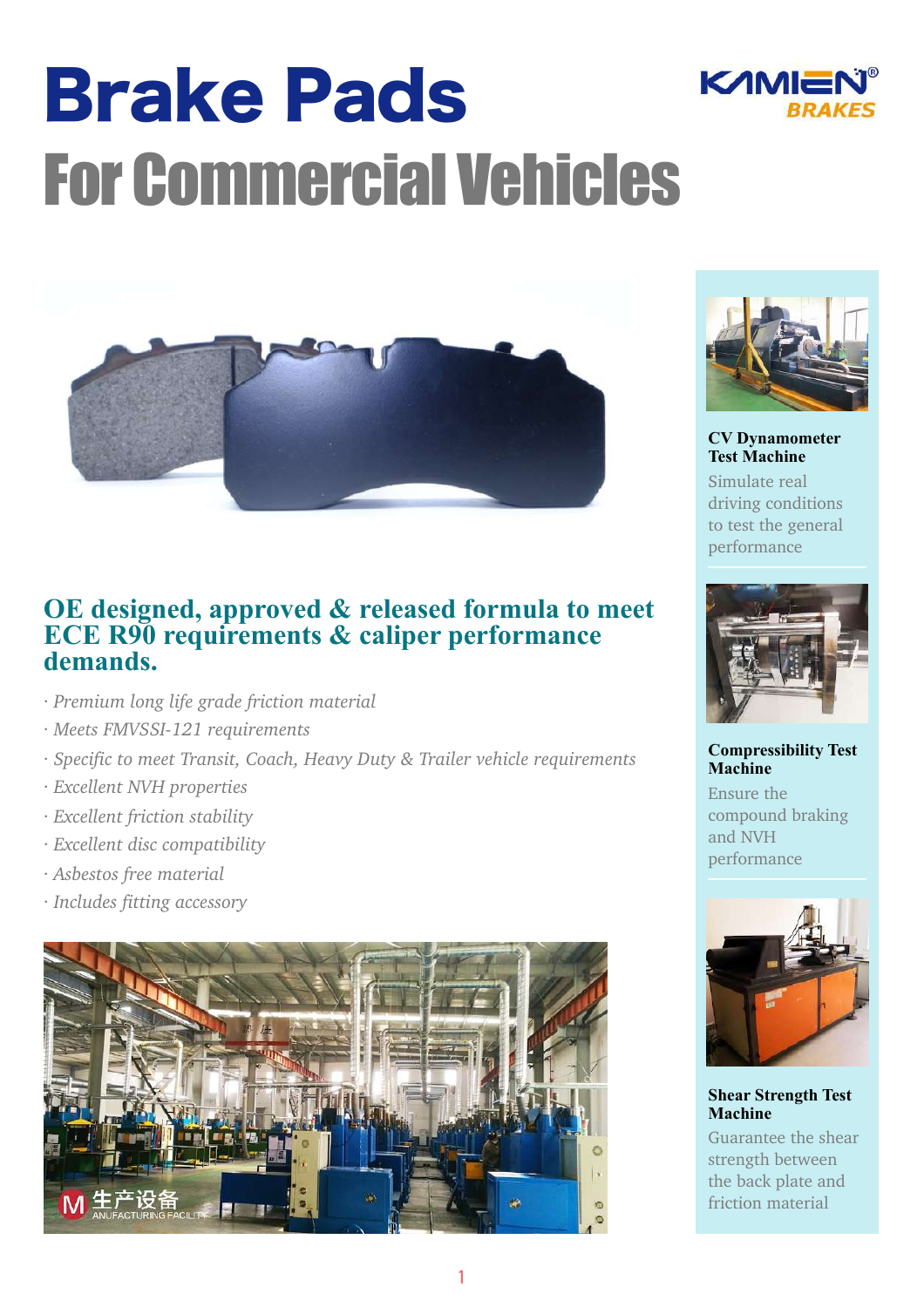# Brake Pads

# For Commercial Vehicles

KAMIEN® BRAKES

## OE designed, approved & released formula to meet ECE R90 requirements & caliper performance demands.

- *Premium long life grade friction material*
- *Meets FMVSSI-121 requirements*
- *Specific to meet Transit, Coach, Heavy Duty & Trailer vehicle requirements*
- *Excellent NVH properties*
- *Excellent friction stability*
- *Excellent disc compatibility*
- *Asbestos free material*
- *Includes fitting accessory*

**CV Dynamometer Test Machine**

Simulate real driving conditions to test the general performance

**Compressibility Test Machine**

Ensure the compound braking and NVH performance

**Shear Strength Test Machine**

Guarantee the shear strength between the back plate and friction material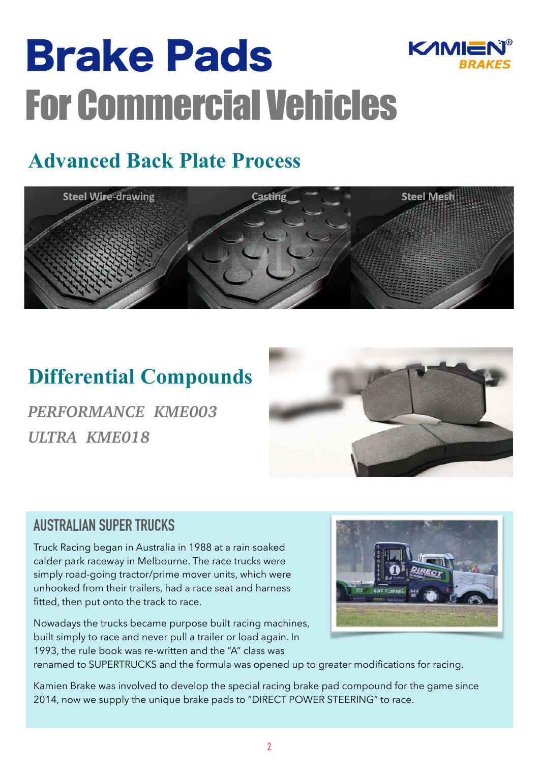# Brake Pads

# For Commercial Vehicles

## Advanced Back Plate Process

Steel Wire-drawing

Casting

Steel Mesh

## Differential Compounds

*PERFORMANCE KME003*

*ULTRA KME018*

### AUSTRALIAN SUPER TRUCKS

Truck Racing began in Australia in 1988 at a rain soaked calder park raceway in Melbourne. The race trucks were simply road-going tractor/prime mover units, which were unhooked from their trailers, had a race seat and harness fitted, then put onto the track to race.

Nowadays the trucks became purpose built racing machines, built simply to race and never pull a trailer or load again. In 1993, the rule book was re-written and the "A" class was renamed to SUPERTRUCKS and the formula was opened up to greater modifications for racing.

Kamien Brake was involved to develop the special racing brake pad compound for the game since 2014, now we supply the unique brake pads to "DIRECT POWER STEERING" to race.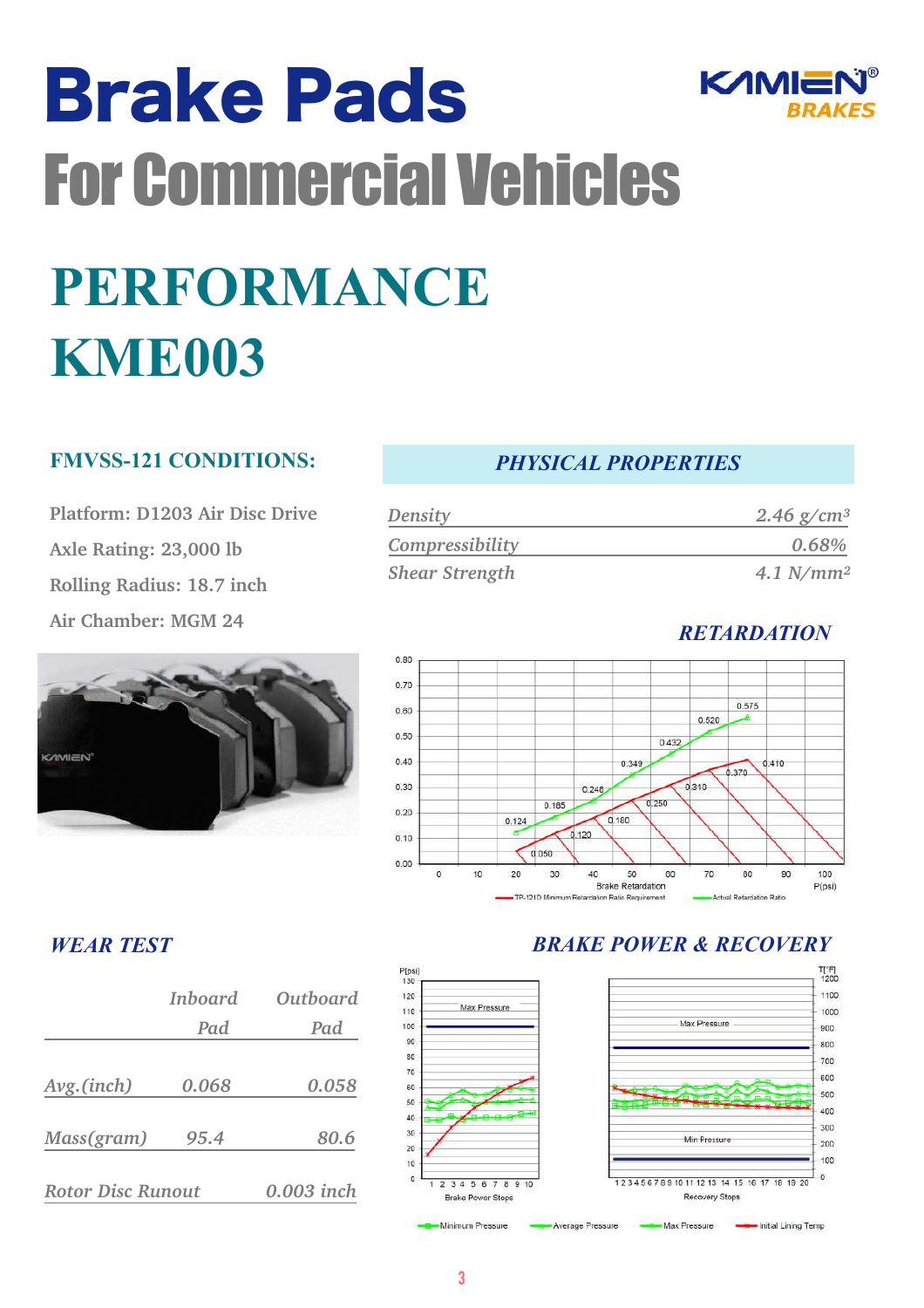# Brake Pads

## For Commercial Vehicles

# PERFORMANCE KME003

### FMVSS-121 CONDITIONS:

Platform: D1203 Air Disc Drive

Axle Rating: 23,000 lb

Rolling Radius: 18.7 inch

Air Chamber: MGM 24

### *PHYSICAL PROPERTIES*

| | |
|---|---|
| *Density* | *2.46 g/cm³* |
| *Compressibility* | *0.68%* |
| *Shear Strength* | *4.1 N/mm²* |

### *RETARDATION*

### *WEAR TEST*

| | *Inboard Pad* | *Outboard Pad* |
|---|---|---|
| *Avg.(inch)* | *0.068* | *0.058* |
| *Mass(gram)* | *95.4* | *80.6* |
| *Rotor Disc Runout* | | *0.003 inch* |

### *BRAKE POWER & RECOVERY*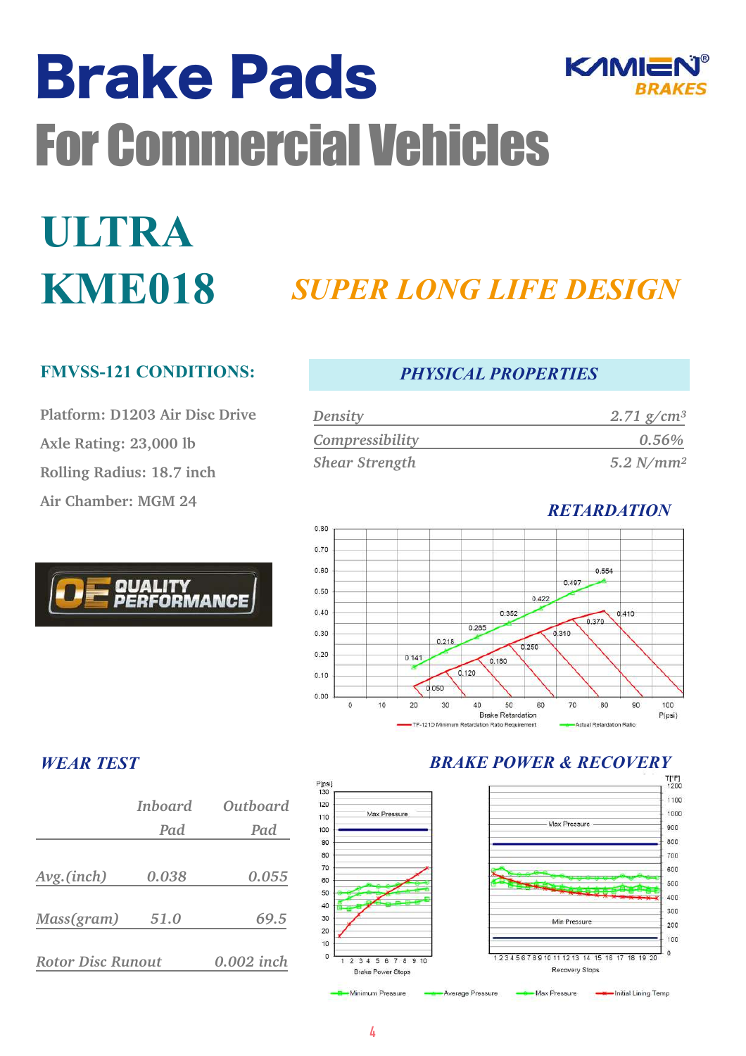# Brake Pads
## For Commercial Vehicles

KAMIEN® BRAKES

# ULTRA KME018

## *SUPER LONG LIFE DESIGN*

### FMVSS-121 CONDITIONS:

Platform: D1203 Air Disc Drive

Axle Rating: 23,000 lb

Rolling Radius: 18.7 inch

Air Chamber: MGM 24

OE QUALITY PERFORMANCE

### *PHYSICAL PROPERTIES*

| | |
|---|---|
| *Density* | *2.71 g/cm³* |
| *Compressibility* | *0.56%* |
| *Shear Strength* | *5.2 N/mm²* |

### *RETARDATION*

0.80
0.70
0.60
0.50
0.40
0.30
0.20
0.10
0.00

0 10 20 30 40 50 60 70 80 90 100

Brake Retardation

P(psi)

0.554
0.497
0.422
0.352
0.285
0.218
0.141
0.410
0.370
0.310
0.250
0.180
0.120
0.050

TP-121D Minimum Retardation Ratio Requirement

Actual Retardation Ratio

### *WEAR TEST*

| | *Inboard Pad* | *Outboard Pad* |
|---|---|---|
| *Avg.(inch)* | *0.038* | *0.055* |
| *Mass(gram)* | *51.0* | *69.5* |
| *Rotor Disc Runout* | | *0.002 inch* |

### *BRAKE POWER & RECOVERY*

P[psi]

130 120 110 100 90 80 70 60 50 40 30 20 10 0

Max Pressure

1 2 3 4 5 6 7 8 9 10

Brake Power Stops

T[°F]

1200 1100 1000 900 800 700 600 500 400 300 200 100 0

Max Pressure

Min Pressure

1 2 3 4 5 6 7 8 9 10 11 12 13 14 15 16 17 18 19 20

Recovery Stops

Minimum Pressure — Average Pressure — Max Pressure — Initial Lining Temp